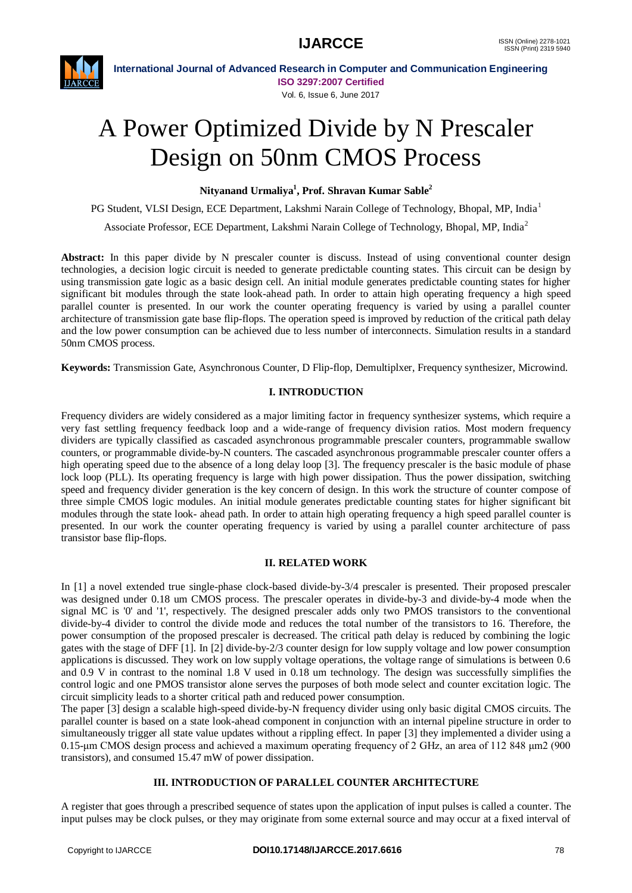# A Power Optimized Divide by N Prescaler Design on 50nm CMOS Process

**Nityanand Urmaliya[1], Prof. Shravan Kumar Sable[2]**

PG Student, VLSI Design, ECE Department, Lakshmi Narain College of Technology, Bhopal, MP, India[1]

Associate Professor, ECE Department, Lakshmi Narain College of Technology, Bhopal, MP, India[2]

**Abstract:** In this paper divide by N prescaler counter is discuss. Instead of using conventional counter design technologies, a decision logic circuit is needed to generate predictable counting states. This circuit can be design by using transmission gate logic as a basic design cell. An initial module generates predictable counting states for higher significant bit modules through the state look-ahead path. In order to attain high operating frequency a high speed parallel counter is presented. In our work the counter operating frequency is varied by using a parallel counter architecture of transmission gate base flip-flops. The operation speed is improved by reduction of the critical path delay and the low power consumption can be achieved due to less number of interconnects. Simulation results in a standard 50nm CMOS process.

**Keywords:** Transmission Gate, Asynchronous Counter, D Flip-flop, Demultiplxer, Frequency synthesizer, Microwind.

## I. INTRODUCTION

Frequency dividers are widely considered as a major limiting factor in frequency synthesizer systems, which require a very fast settling frequency feedback loop and a wide-range of frequency division ratios. Most modern frequency dividers are typically classified as cascaded asynchronous programmable prescaler counters, programmable swallow counters, or programmable divide-by-N counters. The cascaded asynchronous programmable prescaler counter offers a high operating speed due to the absence of a long delay loop [3]. The frequency prescaler is the basic module of phase lock loop (PLL). Its operating frequency is large with high power dissipation. Thus the power dissipation, switching speed and frequency divider generation is the key concern of design. In this work the structure of counter compose of three simple CMOS logic modules. An initial module generates predictable counting states for higher significant bit modules through the state look- ahead path. In order to attain high operating frequency a high speed parallel counter is presented. In our work the counter operating frequency is varied by using a parallel counter architecture of pass transistor base flip-flops.

## II. RELATED WORK

In [1] a novel extended true single-phase clock-based divide-by-3/4 prescaler is presented. Their proposed prescaler was designed under 0.18 um CMOS process. The prescaler operates in divide-by-3 and divide-by-4 mode when the signal MC is '0' and '1', respectively. The designed prescaler adds only two PMOS transistors to the conventional divide-by-4 divider to control the divide mode and reduces the total number of the transistors to 16. Therefore, the power consumption of the proposed prescaler is decreased. The critical path delay is reduced by combining the logic gates with the stage of DFF [1]. In [2] divide-by-2/3 counter design for low supply voltage and low power consumption applications is discussed. They work on low supply voltage operations, the voltage range of simulations is between 0.6 and 0.9 V in contrast to the nominal 1.8 V used in 0.18 um technology. The design was successfully simplifies the control logic and one PMOS transistor alone serves the purposes of both mode select and counter excitation logic. The circuit simplicity leads to a shorter critical path and reduced power consumption.

The paper [3] design a scalable high-speed divide-by-N frequency divider using only basic digital CMOS circuits. The parallel counter is based on a state look-ahead component in conjunction with an internal pipeline structure in order to simultaneously trigger all state value updates without a rippling effect. In paper [3] they implemented a divider using a 0.15-μm CMOS design process and achieved a maximum operating frequency of 2 GHz, an area of 112 848 μm2 (900 transistors), and consumed 15.47 mW of power dissipation.

## III. INTRODUCTION OF PARALLEL COUNTER ARCHITECTURE

A register that goes through a prescribed sequence of states upon the application of input pulses is called a counter. The input pulses may be clock pulses, or they may originate from some external source and may occur at a fixed interval of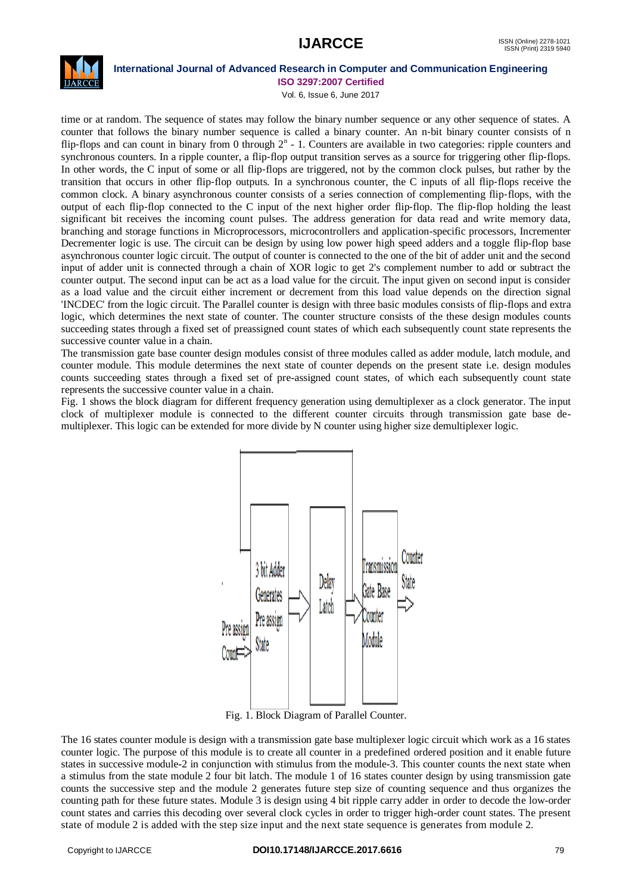time or at random. The sequence of states may follow the binary number sequence or any other sequence of states. A counter that follows the binary number sequence is called a binary counter. An n-bit binary counter consists of n flip-flops and can count in binary from 0 through $2^n$ - 1. Counters are available in two categories: ripple counters and synchronous counters. In a ripple counter, a flip-flop output transition serves as a source for triggering other flip-flops. In other words, the C input of some or all flip-flops are triggered, not by the common clock pulses, but rather by the transition that occurs in other flip-flop outputs. In a synchronous counter, the C inputs of all flip-flops receive the common clock. A binary asynchronous counter consists of a series connection of complementing flip-flops, with the output of each flip-flop connected to the C input of the next higher order flip-flop. The flip-flop holding the least significant bit receives the incoming count pulses. The address generation for data read and write memory data, branching and storage functions in Microprocessors, microcontrollers and application-specific processors, Incrementer Decrementer logic is use. The circuit can be design by using low power high speed adders and a toggle flip-flop base asynchronous counter logic circuit. The output of counter is connected to the one of the bit of adder unit and the second input of adder unit is connected through a chain of XOR logic to get 2's complement number to add or subtract the counter output. The second input can be act as a load value for the circuit. The input given on second input is consider as a load value and the circuit either increment or decrement from this load value depends on the direction signal 'INCDEC' from the logic circuit. The Parallel counter is design with three basic modules consists of flip-flops and extra logic, which determines the next state of counter. The counter structure consists of the these design modules counts succeeding states through a fixed set of preassigned count states of which each subsequently count state represents the successive counter value in a chain.

The transmission gate base counter design modules consist of three modules called as adder module, latch module, and counter module. This module determines the next state of counter depends on the present state i.e. design modules counts succeeding states through a fixed set of pre-assigned count states, of which each subsequently count state represents the successive counter value in a chain.

Fig. 1 shows the block diagram for different frequency generation using demultiplexer as a clock generator. The input clock of multiplexer module is connected to the different counter circuits through transmission gate base de-multiplexer. This logic can be extended for more divide by N counter using higher size demultiplexer logic.

Pre assign Count → 3 bit Adder Generates Pre assign State → Delay Latch → Transmission Gate Base Counter Module → Counter State

Fig. 1. Block Diagram of Parallel Counter.

The 16 states counter module is design with a transmission gate base multiplexer logic circuit which work as a 16 states counter logic. The purpose of this module is to create all counter in a predefined ordered position and it enable future states in successive module-2 in conjunction with stimulus from the module-3. This counter counts the next state when a stimulus from the state module 2 four bit latch. The module 1 of 16 states counter design by using transmission gate counts the successive step and the module 2 generates future step size of counting sequence and thus organizes the counting path for these future states. Module 3 is design using 4 bit ripple carry adder in order to decode the low-order count states and carries this decoding over several clock cycles in order to trigger high-order count states. The present state of module 2 is added with the step size input and the next state sequence is generates from module 2.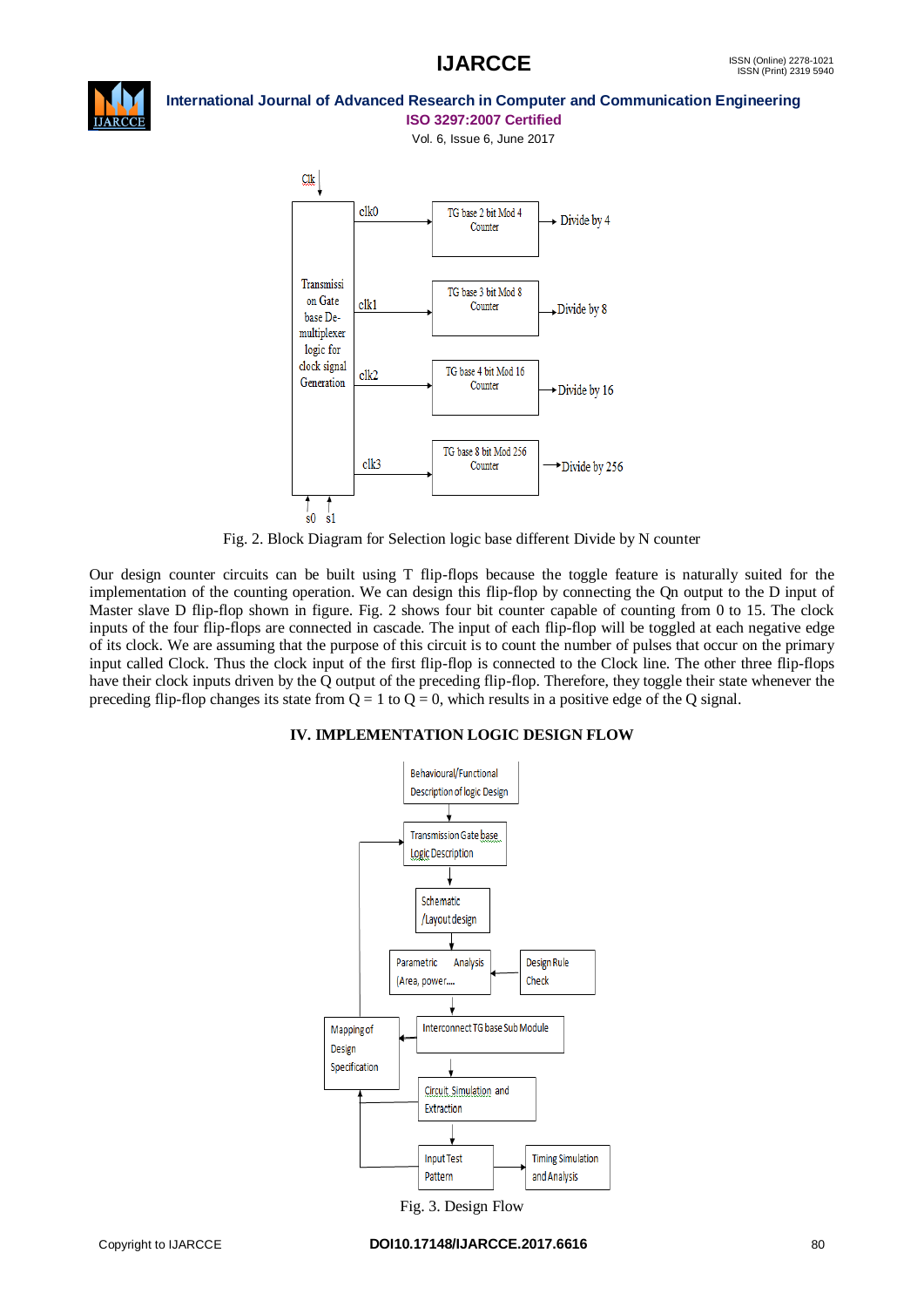Fig. 2. Block Diagram for Selection logic base different Divide by N counter

Our design counter circuits can be built using T flip-flops because the toggle feature is naturally suited for the implementation of the counting operation. We can design this flip-flop by connecting the Qn output to the D input of Master slave D flip-flop shown in figure. Fig. 2 shows four bit counter capable of counting from 0 to 15. The clock inputs of the four flip-flops are connected in cascade. The input of each flip-flop will be toggled at each negative edge of its clock. We are assuming that the purpose of this circuit is to count the number of pulses that occur on the primary input called Clock. Thus the clock input of the first flip-flop is connected to the Clock line. The other three flip-flops have their clock inputs driven by the Q output of the preceding flip-flop. Therefore, they toggle their state whenever the preceding flip-flop changes its state from Q = 1 to Q = 0, which results in a positive edge of the Q signal.

## IV. IMPLEMENTATION LOGIC DESIGN FLOW

Fig. 3. Design Flow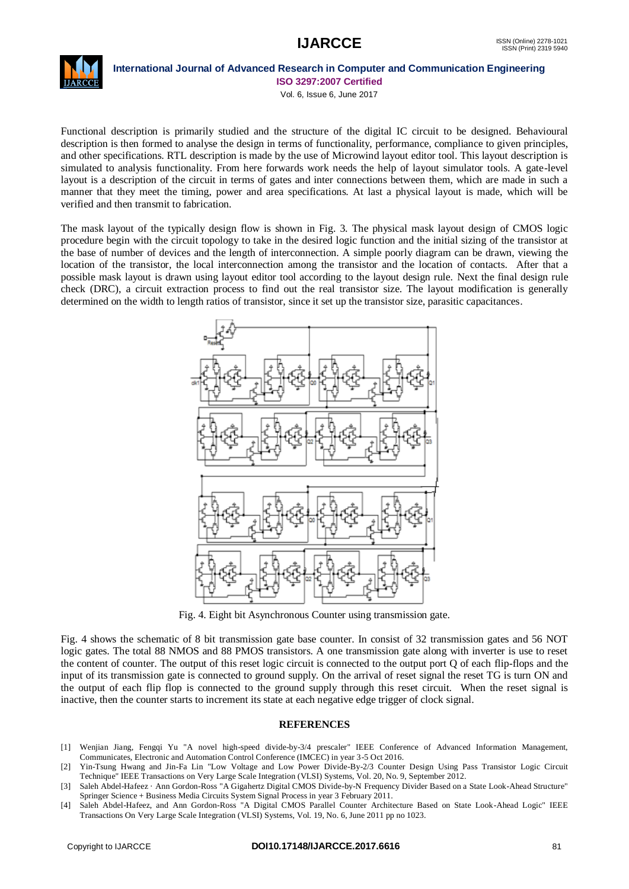Functional description is primarily studied and the structure of the digital IC circuit to be designed. Behavioural description is then formed to analyse the design in terms of functionality, performance, compliance to given principles, and other specifications. RTL description is made by the use of Microwind layout editor tool. This layout description is simulated to analysis functionality. From here forwards work needs the help of layout simulator tools. A gate-level layout is a description of the circuit in terms of gates and inter connections between them, which are made in such a manner that they meet the timing, power and area specifications. At last a physical layout is made, which will be verified and then transmit to fabrication.

The mask layout of the typically design flow is shown in Fig. 3. The physical mask layout design of CMOS logic procedure begin with the circuit topology to take in the desired logic function and the initial sizing of the transistor at the base of number of devices and the length of interconnection. A simple poorly diagram can be drawn, viewing the location of the transistor, the local interconnection among the transistor and the location of contacts. After that a possible mask layout is drawn using layout editor tool according to the layout design rule. Next the final design rule check (DRC), a circuit extraction process to find out the real transistor size. The layout modification is generally determined on the width to length ratios of transistor, since it set up the transistor size, parasitic capacitances.

Fig. 4. Eight bit Asynchronous Counter using transmission gate.

Fig. 4 shows the schematic of 8 bit transmission gate base counter. In consist of 32 transmission gates and 56 NOT logic gates. The total 88 NMOS and 88 PMOS transistors. A one transmission gate along with inverter is use to reset the content of counter. The output of this reset logic circuit is connected to the output port Q of each flip-flops and the input of its transmission gate is connected to ground supply. On the arrival of reset signal the reset TG is turn ON and the output of each flip flop is connected to the ground supply through this reset circuit. When the reset signal is inactive, then the counter starts to increment its state at each negative edge trigger of clock signal.

## REFERENCES

[1] Wenjian Jiang, Fengqi Yu "A novel high-speed divide-by-3/4 prescaler" IEEE Conference of Advanced Information Management, Communicates, Electronic and Automation Control Conference (IMCEC) in year 3-5 Oct 2016.

[2] Yin-Tsung Hwang and Jin-Fa Lin "Low Voltage and Low Power Divide-By-2/3 Counter Design Using Pass Transistor Logic Circuit Technique" IEEE Transactions on Very Large Scale Integration (VLSI) Systems, Vol. 20, No. 9, September 2012.

[3] Saleh Abdel-Hafeez · Ann Gordon-Ross "A Gigahertz Digital CMOS Divide-by-N Frequency Divider Based on a State Look-Ahead Structure" Springer Science + Business Media Circuits System Signal Process in year 3 February 2011.

[4] Saleh Abdel-Hafeez, and Ann Gordon-Ross "A Digital CMOS Parallel Counter Architecture Based on State Look-Ahead Logic" IEEE Transactions On Very Large Scale Integration (VLSI) Systems, Vol. 19, No. 6, June 2011 pp no 1023.